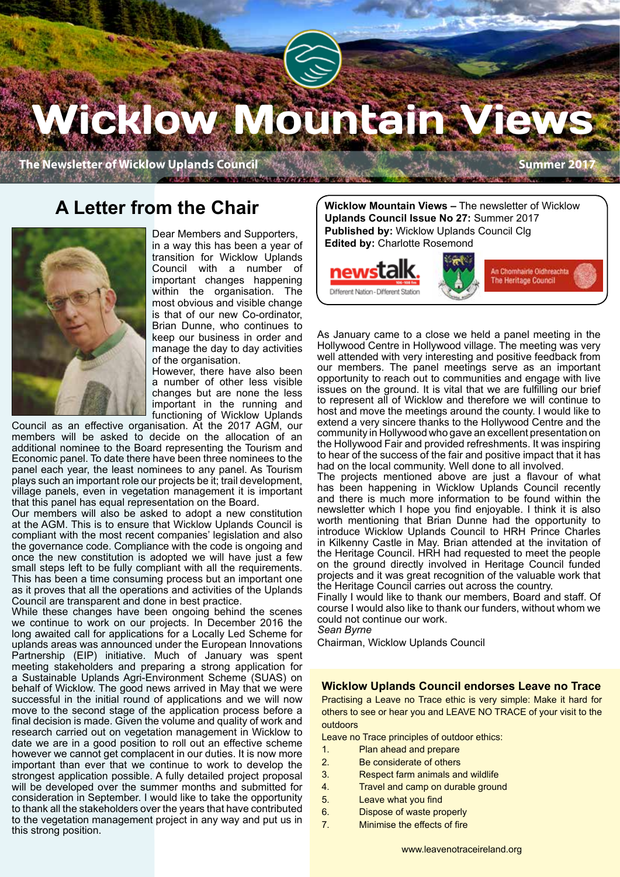# Wicklow Mountain Views

**The Newsletter of Wicklow Uplands Council** — **Summer 2017**

## A Letter from the Chair

Dear Members and Supporters,

in a way this has been a year of transition for Wicklow Uplands Council with a number of important changes happening within the organisation. The most obvious and visible change is that of our new Co-ordinator, Brian Dunne, who continues to keep our business in order and manage the day to day activities of the organisation.

However, there have also been a number of other less visible changes but are none the less important in the running and functioning of Wicklow Uplands Council as an effective organisation. At the 2017 AGM, our members will be asked to decide on the allocation of an additional nominee to the Board representing the Tourism and Economic panel. To date there have been three nominees to the panel each year, the least nominees to any panel. As Tourism plays such an important role our projects be it; trail development, village panels, even in vegetation management it is important that this panel has equal representation on the Board.

Our members will also be asked to adopt a new constitution at the AGM. This is to ensure that Wicklow Uplands Council is compliant with the most recent companies' legislation and also the governance code. Compliance with the code is ongoing and once the new constitution is adopted we will have just a few small steps left to be fully compliant with all the requirements. This has been a time consuming process but an important one as it proves that all the operations and activities of the Uplands Council are transparent and done in best practice.

While these changes have been ongoing behind the scenes we continue to work on our projects. In December 2016 the long awaited call for applications for a Locally Led Scheme for uplands areas was announced under the European Innovations Partnership (EIP) initiative. Much of January was spent meeting stakeholders and preparing a strong application for a Sustainable Uplands Agri-Environment Scheme (SUAS) on behalf of Wicklow. The good news arrived in May that we were successful in the initial round of applications and we will now move to the second stage of the application process before a final decision is made. Given the volume and quality of work and research carried out on vegetation management in Wicklow to date we are in a good position to roll out an effective scheme however we cannot get complacent in our duties. It is now more important than ever that we continue to work to develop the strongest application possible. A fully detailed project proposal will be developed over the summer months and submitted for consideration in September. I would like to take the opportunity to thank all the stakeholders over the years that have contributed to the vegetation management project in any way and put us in this strong position.

As January came to a close we held a panel meeting in the Hollywood Centre in Hollywood village. The meeting was very well attended with very interesting and positive feedback from our members. The panel meetings serve as an important opportunity to reach out to communities and engage with live issues on the ground. It is vital that we are fulfilling our brief to represent all of Wicklow and therefore we will continue to host and move the meetings around the county. I would like to extend a very sincere thanks to the Hollywood Centre and the community in Hollywood who gave an excellent presentation on the Hollywood Fair and provided refreshments. It was inspiring to hear of the success of the fair and positive impact that it has had on the local community. Well done to all involved.

The projects mentioned above are just a flavour of what has been happening in Wicklow Uplands Council recently and there is much more information to be found within the newsletter which I hope you find enjoyable. I think it is also worth mentioning that Brian Dunne had the opportunity to introduce Wicklow Uplands Council to HRH Prince Charles in Kilkenny Castle in May. Brian attended at the invitation of the Heritage Council. HRH had requested to meet the people on the ground directly involved in Heritage Council funded projects and it was great recognition of the valuable work that the Heritage Council carries out across the country.

Finally I would like to thank our members, Board and staff. Of course I would also like to thank our funders, without whom we could not continue our work.

*Sean Byrne*

Chairman, Wicklow Uplands Council

---

**Wicklow Mountain Views –** The newsletter of Wicklow Uplands Council **Issue No 27:** Summer 2017
**Published by:** Wicklow Uplands Council Clg
**Edited by:** Charlotte Rosemond

newstalk — Different Nation - Different Station | An Chomhairle Oidhreachta The Heritage Council

---

### Wicklow Uplands Council endorses Leave no Trace

Practising a Leave no Trace ethic is very simple: Make it hard for others to see or hear you and LEAVE NO TRACE of your visit to the outdoors

Leave no Trace principles of outdoor ethics:

1. Plan ahead and prepare
2. Be considerate of others
3. Respect farm animals and wildlife
4. Travel and camp on durable ground
5. Leave what you find
6. Dispose of waste properly
7. Minimise the effects of fire

www.leavenotraceireland.org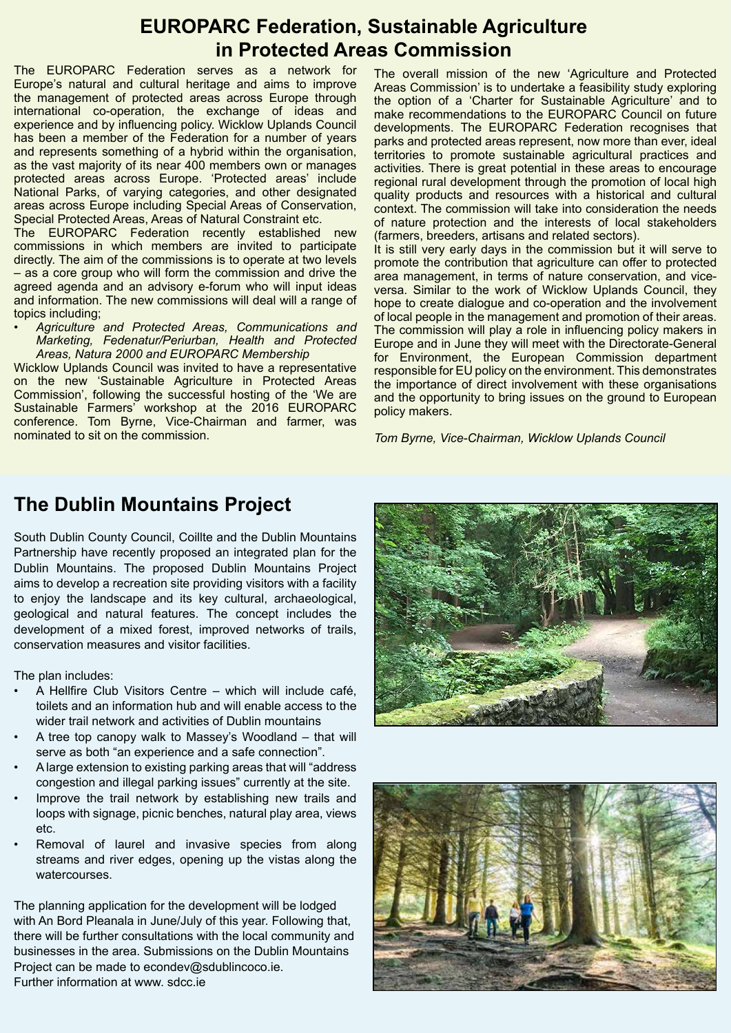## EUROPARC Federation, Sustainable Agriculture in Protected Areas Commission

The EUROPARC Federation serves as a network for Europe's natural and cultural heritage and aims to improve the management of protected areas across Europe through international co-operation, the exchange of ideas and experience and by influencing policy. Wicklow Uplands Council has been a member of the Federation for a number of years and represents something of a hybrid within the organisation, as the vast majority of its near 400 members own or manages protected areas across Europe. 'Protected areas' include National Parks, of varying categories, and other designated areas across Europe including Special Areas of Conservation, Special Protected Areas, Areas of Natural Constraint etc.

The EUROPARC Federation recently established new commissions in which members are invited to participate directly. The aim of the commissions is to operate at two levels – as a core group who will form the commission and drive the agreed agenda and an advisory e-forum who will input ideas and information. The new commissions will deal will a range of topics including;

- *Agriculture and Protected Areas, Communications and Marketing, Fedenatur/Periurban, Health and Protected Areas, Natura 2000 and EUROPARC Membership*

Wicklow Uplands Council was invited to have a representative on the new 'Sustainable Agriculture in Protected Areas Commission', following the successful hosting of the 'We are Sustainable Farmers' workshop at the 2016 EUROPARC conference. Tom Byrne, Vice-Chairman and farmer, was nominated to sit on the commission.

The overall mission of the new 'Agriculture and Protected Areas Commission' is to undertake a feasibility study exploring the option of a 'Charter for Sustainable Agriculture' and to make recommendations to the EUROPARC Council on future developments. The EUROPARC Federation recognises that parks and protected areas represent, now more than ever, ideal territories to promote sustainable agricultural practices and activities. There is great potential in these areas to encourage regional rural development through the promotion of local high quality products and resources with a historical and cultural context. The commission will take into consideration the needs of nature protection and the interests of local stakeholders (farmers, breeders, artisans and related sectors).

It is still very early days in the commission but it will serve to promote the contribution that agriculture can offer to protected area management, in terms of nature conservation, and vice-versa. Similar to the work of Wicklow Uplands Council, they hope to create dialogue and co-operation and the involvement of local people in the management and promotion of their areas. The commission will play a role in influencing policy makers in Europe and in June they will meet with the Directorate-General for Environment, the European Commission department responsible for EU policy on the environment. This demonstrates the importance of direct involvement with these organisations and the opportunity to bring issues on the ground to European policy makers.

*Tom Byrne, Vice-Chairman, Wicklow Uplands Council*

## The Dublin Mountains Project

South Dublin County Council, Coillte and the Dublin Mountains Partnership have recently proposed an integrated plan for the Dublin Mountains. The proposed Dublin Mountains Project aims to develop a recreation site providing visitors with a facility to enjoy the landscape and its key cultural, archaeological, geological and natural features. The concept includes the development of a mixed forest, improved networks of trails, conservation measures and visitor facilities.

The plan includes:

- A Hellfire Club Visitors Centre – which will include café, toilets and an information hub and will enable access to the wider trail network and activities of Dublin mountains
- A tree top canopy walk to Massey's Woodland – that will serve as both "an experience and a safe connection".
- A large extension to existing parking areas that will "address congestion and illegal parking issues" currently at the site.
- Improve the trail network by establishing new trails and loops with signage, picnic benches, natural play area, views etc.
- Removal of laurel and invasive species from along streams and river edges, opening up the vistas along the watercourses.

The planning application for the development will be lodged with An Bord Pleanala in June/July of this year. Following that, there will be further consultations with the local community and businesses in the area. Submissions on the Dublin Mountains Project can be made to econdev@sdublincoco.ie.
Further information at www. sdcc.ie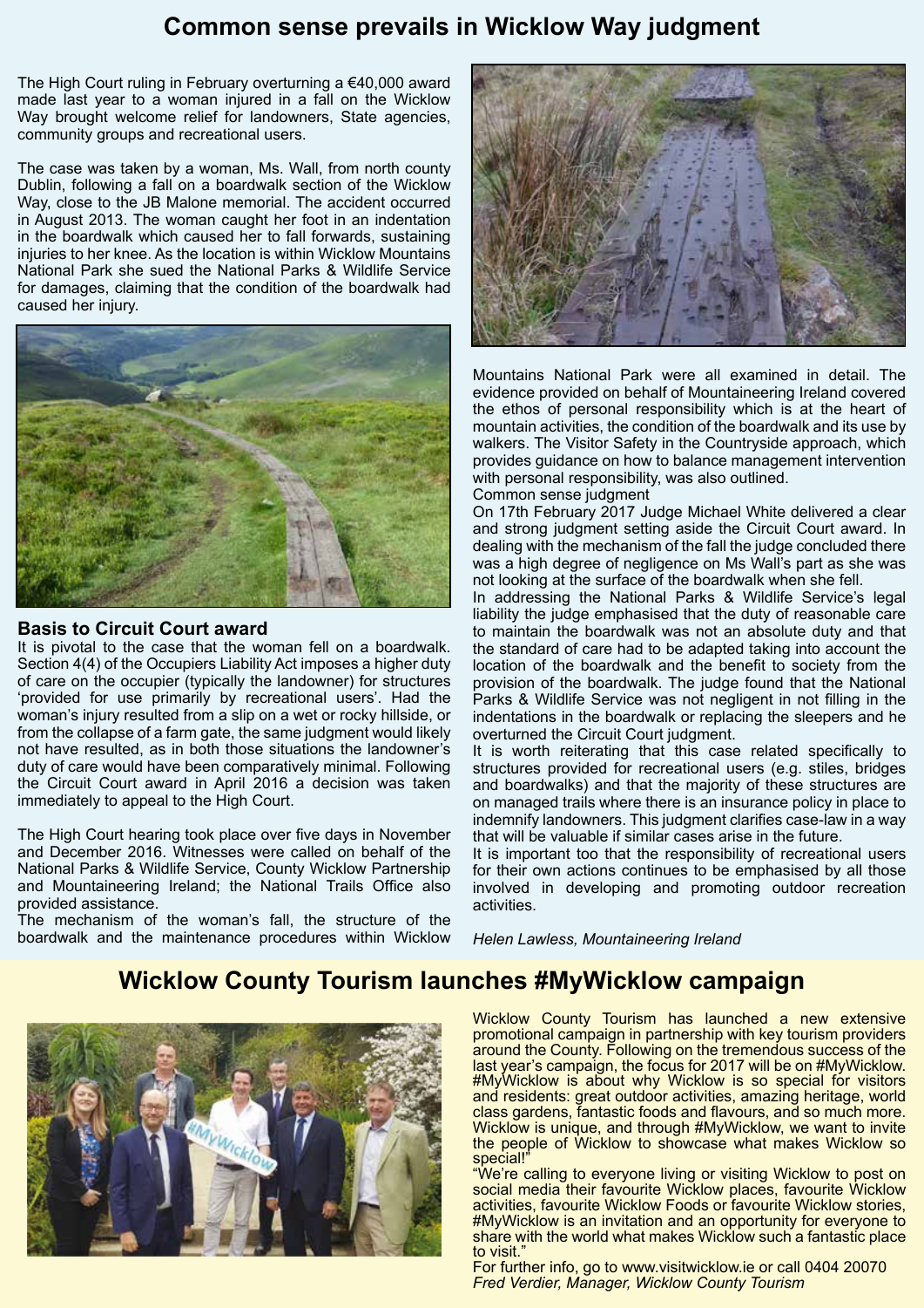# Common sense prevails in Wicklow Way judgment

The High Court ruling in February overturning a €40,000 award made last year to a woman injured in a fall on the Wicklow Way brought welcome relief for landowners, State agencies, community groups and recreational users.

The case was taken by a woman, Ms. Wall, from north county Dublin, following a fall on a boardwalk section of the Wicklow Way, close to the JB Malone memorial. The accident occurred in August 2013. The woman caught her foot in an indentation in the boardwalk which caused her to fall forwards, sustaining injuries to her knee. As the location is within Wicklow Mountains National Park she sued the National Parks & Wildlife Service for damages, claiming that the condition of the boardwalk had caused her injury.

### Basis to Circuit Court award

It is pivotal to the case that the woman fell on a boardwalk. Section 4(4) of the Occupiers Liability Act imposes a higher duty of care on the occupier (typically the landowner) for structures 'provided for use primarily by recreational users'. Had the woman's injury resulted from a slip on a wet or rocky hillside, or from the collapse of a farm gate, the same judgment would likely not have resulted, as in both those situations the landowner's duty of care would have been comparatively minimal. Following the Circuit Court award in April 2016 a decision was taken immediately to appeal to the High Court.

The High Court hearing took place over five days in November and December 2016. Witnesses were called on behalf of the National Parks & Wildlife Service, County Wicklow Partnership and Mountaineering Ireland; the National Trails Office also provided assistance.

The mechanism of the woman's fall, the structure of the boardwalk and the maintenance procedures within Wicklow Mountains National Park were all examined in detail. The evidence provided on behalf of Mountaineering Ireland covered the ethos of personal responsibility which is at the heart of mountain activities, the condition of the boardwalk and its use by walkers. The Visitor Safety in the Countryside approach, which provides guidance on how to balance management intervention with personal responsibility, was also outlined.

### Common sense judgment

On 17th February 2017 Judge Michael White delivered a clear and strong judgment setting aside the Circuit Court award. In dealing with the mechanism of the fall the judge concluded there was a high degree of negligence on Ms Wall's part as she was not looking at the surface of the boardwalk when she fell.

In addressing the National Parks & Wildlife Service's legal liability the judge emphasised that the duty of reasonable care to maintain the boardwalk was not an absolute duty and that the standard of care had to be adapted taking into account the location of the boardwalk and the benefit to society from the provision of the boardwalk. The judge found that the National Parks & Wildlife Service was not negligent in not filling in the indentations in the boardwalk or replacing the sleepers and he overturned the Circuit Court judgment.

It is worth reiterating that this case related specifically to structures provided for recreational users (e.g. stiles, bridges and boardwalks) and that the majority of these structures are on managed trails where there is an insurance policy in place to indemnify landowners. This judgment clarifies case-law in a way that will be valuable if similar cases arise in the future.

It is important too that the responsibility of recreational users for their own actions continues to be emphasised by all those involved in developing and promoting outdoor recreation activities.

*Helen Lawless, Mountaineering Ireland*

# Wicklow County Tourism launches #MyWicklow campaign

Wicklow County Tourism has launched a new extensive promotional campaign in partnership with key tourism providers around the County. Following on the tremendous success of the last year's campaign, the focus for 2017 will be on #MyWicklow. #MyWicklow is about why Wicklow is so special for visitors and residents: great outdoor activities, amazing heritage, world class gardens, fantastic foods and flavours, and so much more. Wicklow is unique, and through #MyWicklow, we want to invite the people of Wicklow to showcase what makes Wicklow so special!"

"We're calling to everyone living or visiting Wicklow to post on social media their favourite Wicklow places, favourite Wicklow activities, favourite Wicklow Foods or favourite Wicklow stories, #MyWicklow is an invitation and an opportunity for everyone to share with the world what makes Wicklow such a fantastic place to visit."

For further info, go to www.visitwicklow.ie or call 0404 20070

*Fred Verdier, Manager, Wicklow County Tourism*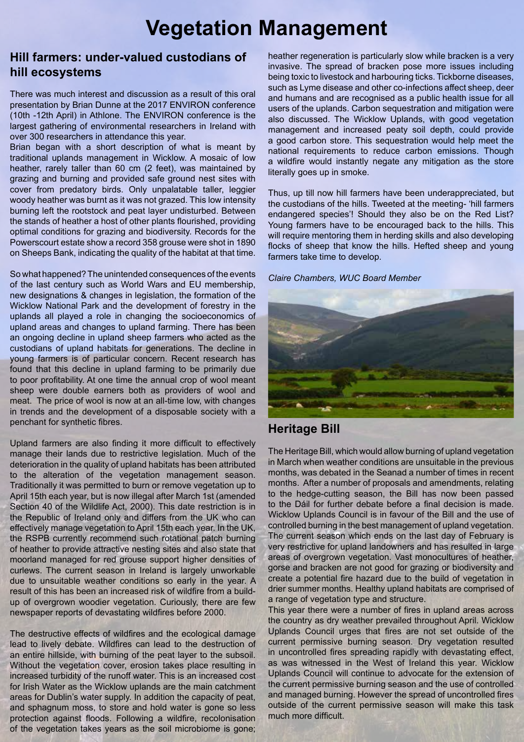# Vegetation Management

## Hill farmers: under-valued custodians of hill ecosystems

There was much interest and discussion as a result of this oral presentation by Brian Dunne at the 2017 ENVIRON conference (10th -12th April) in Athlone. The ENVIRON conference is the largest gathering of environmental researchers in Ireland with over 300 researchers in attendance this year.

Brian began with a short description of what is meant by traditional uplands management in Wicklow. A mosaic of low heather, rarely taller than 60 cm (2 feet), was maintained by grazing and burning and provided safe ground nest sites with cover from predatory birds. Only unpalatable taller, leggier woody heather was burnt as it was not grazed. This low intensity burning left the rootstock and peat layer undisturbed. Between the stands of heather a host of other plants flourished, providing optimal conditions for grazing and biodiversity. Records for the Powerscourt estate show a record 358 grouse were shot in 1890 on Sheeps Bank, indicating the quality of the habitat at that time.

So what happened? The unintended consequences of the events of the last century such as World Wars and EU membership, new designations & changes in legislation, the formation of the Wicklow National Park and the development of forestry in the uplands all played a role in changing the socioeconomics of upland areas and changes to upland farming. There has been an ongoing decline in upland sheep farmers who acted as the custodians of upland habitats for generations. The decline in young farmers is of particular concern. Recent research has found that this decline in upland farming to be primarily due to poor profitability. At one time the annual crop of wool meant sheep were double earners both as providers of wool and meat. The price of wool is now at an all-time low, with changes in trends and the development of a disposable society with a penchant for synthetic fibres.

Upland farmers are also finding it more difficult to effectively manage their lands due to restrictive legislation. Much of the deterioration in the quality of upland habitats has been attributed to the alteration of the vegetation management season. Traditionally it was permitted to burn or remove vegetation up to April 15th each year, but is now illegal after March 1st (amended Section 40 of the Wildlife Act, 2000). This date restriction is in the Republic of Ireland only and differs from the UK who can effectively manage vegetation to April 15th each year. In the UK, the RSPB currently recommend such rotational patch burning of heather to provide attractive nesting sites and also state that moorland managed for red grouse support higher densities of curlews. The current season in Ireland is largely unworkable due to unsuitable weather conditions so early in the year. A result of this has been an increased risk of wildfire from a build-up of overgrown woodier vegetation. Curiously, there are few newspaper reports of devastating wildfires before 2000.

The destructive effects of wildfires and the ecological damage lead to lively debate. Wildfires can lead to the destruction of an entire hillside, with burning of the peat layer to the subsoil. Without the vegetation cover, erosion takes place resulting in increased turbidity of the runoff water. This is an increased cost for Irish Water as the Wicklow uplands are the main catchment areas for Dublin's water supply. In addition the capacity of peat, and sphagnum moss, to store and hold water is gone so less protection against floods. Following a wildfire, recolonisation of the vegetation takes years as the soil microbiome is gone; heather regeneration is particularly slow while bracken is a very invasive. The spread of bracken pose more issues including being toxic to livestock and harbouring ticks. Tickborne diseases, such as Lyme disease and other co-infections affect sheep, deer and humans and are recognised as a public health issue for all users of the uplands. Carbon sequestration and mitigation were also discussed. The Wicklow Uplands, with good vegetation management and increased peaty soil depth, could provide a good carbon store. This sequestration would help meet the national requirements to reduce carbon emissions. Though a wildfire would instantly negate any mitigation as the store literally goes up in smoke.

Thus, up till now hill farmers have been underappreciated, but the custodians of the hills. Tweeted at the meeting- 'hill farmers endangered species'! Should they also be on the Red List? Young farmers have to be encouraged back to the hills. This will require mentoring them in herding skills and also developing flocks of sheep that know the hills. Hefted sheep and young farmers take time to develop.

*Claire Chambers, WUC Board Member*

## Heritage Bill

The Heritage Bill, which would allow burning of upland vegetation in March when weather conditions are unsuitable in the previous months, was debated in the Seanad a number of times in recent months. After a number of proposals and amendments, relating to the hedge-cutting season, the Bill has now been passed to the Dáil for further debate before a final decision is made. Wicklow Uplands Council is in favour of the Bill and the use of controlled burning in the best management of upland vegetation. The current season which ends on the last day of February is very restrictive for upland landowners and has resulted in large areas of overgrown vegetation. Vast monocultures of heather, gorse and bracken are not good for grazing or biodiversity and create a potential fire hazard due to the build of vegetation in drier summer months. Healthy upland habitats are comprised of a range of vegetation type and structure.

This year there were a number of fires in upland areas across the country as dry weather prevailed throughout April. Wicklow Uplands Council urges that fires are not set outside of the current permissive burning season. Dry vegetation resulted in uncontrolled fires spreading rapidly with devastating effect, as was witnessed in the West of Ireland this year. Wicklow Uplands Council will continue to advocate for the extension of the current permissive burning season and the use of controlled and managed burning. However the spread of uncontrolled fires outside of the current permissive season will make this task much more difficult.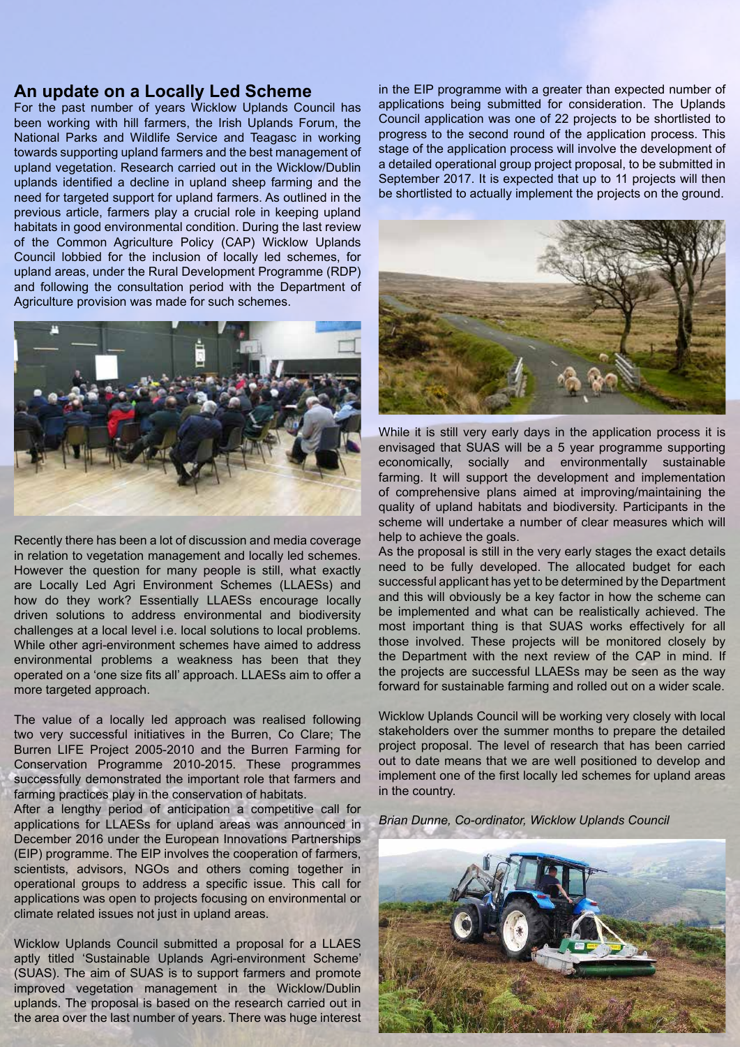## An update on a Locally Led Scheme

For the past number of years Wicklow Uplands Council has been working with hill farmers, the Irish Uplands Forum, the National Parks and Wildlife Service and Teagasc in working towards supporting upland farmers and the best management of upland vegetation. Research carried out in the Wicklow/Dublin uplands identified a decline in upland sheep farming and the need for targeted support for upland farmers. As outlined in the previous article, farmers play a crucial role in keeping upland habitats in good environmental condition. During the last review of the Common Agriculture Policy (CAP) Wicklow Uplands Council lobbied for the inclusion of locally led schemes, for upland areas, under the Rural Development Programme (RDP) and following the consultation period with the Department of Agriculture provision was made for such schemes.

Recently there has been a lot of discussion and media coverage in relation to vegetation management and locally led schemes. However the question for many people is still, what exactly are Locally Led Agri Environment Schemes (LLAESs) and how do they work? Essentially LLAESs encourage locally driven solutions to address environmental and biodiversity challenges at a local level i.e. local solutions to local problems. While other agri-environment schemes have aimed to address environmental problems a weakness has been that they operated on a 'one size fits all' approach. LLAESs aim to offer a more targeted approach.

The value of a locally led approach was realised following two very successful initiatives in the Burren, Co Clare; The Burren LIFE Project 2005-2010 and the Burren Farming for Conservation Programme 2010-2015. These programmes successfully demonstrated the important role that farmers and farming practices play in the conservation of habitats.

After a lengthy period of anticipation a competitive call for applications for LLAESs for upland areas was announced in December 2016 under the European Innovations Partnerships (EIP) programme. The EIP involves the cooperation of farmers, scientists, advisors, NGOs and others coming together in operational groups to address a specific issue. This call for applications was open to projects focusing on environmental or climate related issues not just in upland areas.

Wicklow Uplands Council submitted a proposal for a LLAES aptly titled 'Sustainable Uplands Agri-environment Scheme' (SUAS). The aim of SUAS is to support farmers and promote improved vegetation management in the Wicklow/Dublin uplands. The proposal is based on the research carried out in the area over the last number of years. There was huge interest in the EIP programme with a greater than expected number of applications being submitted for consideration. The Uplands Council application was one of 22 projects to be shortlisted to progress to the second round of the application process. This stage of the application process will involve the development of a detailed operational group project proposal, to be submitted in September 2017. It is expected that up to 11 projects will then be shortlisted to actually implement the projects on the ground.

While it is still very early days in the application process it is envisaged that SUAS will be a 5 year programme supporting economically, socially and environmentally sustainable farming. It will support the development and implementation of comprehensive plans aimed at improving/maintaining the quality of upland habitats and biodiversity. Participants in the scheme will undertake a number of clear measures which will help to achieve the goals.

As the proposal is still in the very early stages the exact details need to be fully developed. The allocated budget for each successful applicant has yet to be determined by the Department and this will obviously be a key factor in how the scheme can be implemented and what can be realistically achieved. The most important thing is that SUAS works effectively for all those involved. These projects will be monitored closely by the Department with the next review of the CAP in mind. If the projects are successful LLAESs may be seen as the way forward for sustainable farming and rolled out on a wider scale.

Wicklow Uplands Council will be working very closely with local stakeholders over the summer months to prepare the detailed project proposal. The level of research that has been carried out to date means that we are well positioned to develop and implement one of the first locally led schemes for upland areas in the country.

*Brian Dunne, Co-ordinator, Wicklow Uplands Council*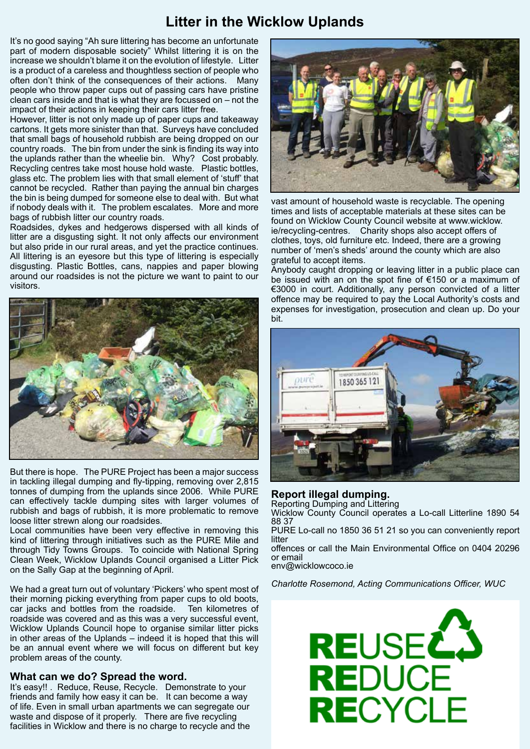# Litter in the Wicklow Uplands

It's no good saying "Ah sure littering has become an unfortunate part of modern disposable society" Whilst littering it is on the increase we shouldn't blame it on the evolution of lifestyle. Litter is a product of a careless and thoughtless section of people who often don't think of the consequences of their actions. Many people who throw paper cups out of passing cars have pristine clean cars inside and that is what they are focussed on – not the impact of their actions in keeping their cars litter free.

However, litter is not only made up of paper cups and takeaway cartons. It gets more sinister than that. Surveys have concluded that small bags of household rubbish are being dropped on our country roads. The bin from under the sink is finding its way into the uplands rather than the wheelie bin. Why? Cost probably. Recycling centres take most house hold waste. Plastic bottles, glass etc. The problem lies with that small element of 'stuff' that cannot be recycled. Rather than paying the annual bin charges the bin is being dumped for someone else to deal with. But what if nobody deals with it. The problem escalates. More and more bags of rubbish litter our country roads.

Roadsides, dykes and hedgerows dispersed with all kinds of litter are a disgusting sight. It not only affects our environment but also pride in our rural areas, and yet the practice continues. All littering is an eyesore but this type of littering is especially disgusting. Plastic Bottles, cans, nappies and paper blowing around our roadsides is not the picture we want to paint to our visitors.

But there is hope. The PURE Project has been a major success in tackling illegal dumping and fly-tipping, removing over 2,815 tonnes of dumping from the uplands since 2006. While PURE can effectively tackle dumping sites with larger volumes of rubbish and bags of rubbish, it is more problematic to remove loose litter strewn along our roadsides.

Local communities have been very effective in removing this kind of littering through initiatives such as the PURE Mile and through Tidy Towns Groups. To coincide with National Spring Clean Week, Wicklow Uplands Council organised a Litter Pick on the Sally Gap at the beginning of April.

We had a great turn out of voluntary 'Pickers' who spent most of their morning picking everything from paper cups to old boots, car jacks and bottles from the roadside. Ten kilometres of roadside was covered and as this was a very successful event, Wicklow Uplands Council hope to organise similar litter picks in other areas of the Uplands – indeed it is hoped that this will be an annual event where we will focus on different but key problem areas of the county.

## What can we do? Spread the word.

It's easy!! . Reduce, Reuse, Recycle. Demonstrate to your friends and family how easy it can be. It can become a way of life. Even in small urban apartments we can segregate our waste and dispose of it properly. There are five recycling facilities in Wicklow and there is no charge to recycle and the vast amount of household waste is recyclable. The opening times and lists of acceptable materials at these sites can be found on Wicklow County Council website at www.wicklow.ie/recycling-centres. Charity shops also accept offers of clothes, toys, old furniture etc. Indeed, there are a growing number of 'men's sheds' around the county which are also grateful to accept items.

Anybody caught dropping or leaving litter in a public place can be issued with an on the spot fine of €150 or a maximum of €3000 in court. Additionally, any person convicted of a litter offence may be required to pay the Local Authority's costs and expenses for investigation, prosecution and clean up. Do your bit.

## Report illegal dumping.

Reporting Dumping and Littering

Wicklow County Council operates a Lo-call Litterline 1890 54 88 37

PURE Lo-call no 1850 36 51 21 so you can conveniently report litter

offences or call the Main Environmental Office on 0404 20296 or email

env@wicklowcoco.ie

*Charlotte Rosemond, Acting Communications Officer, WUC*

REUSE
REDUCE
RECYCLE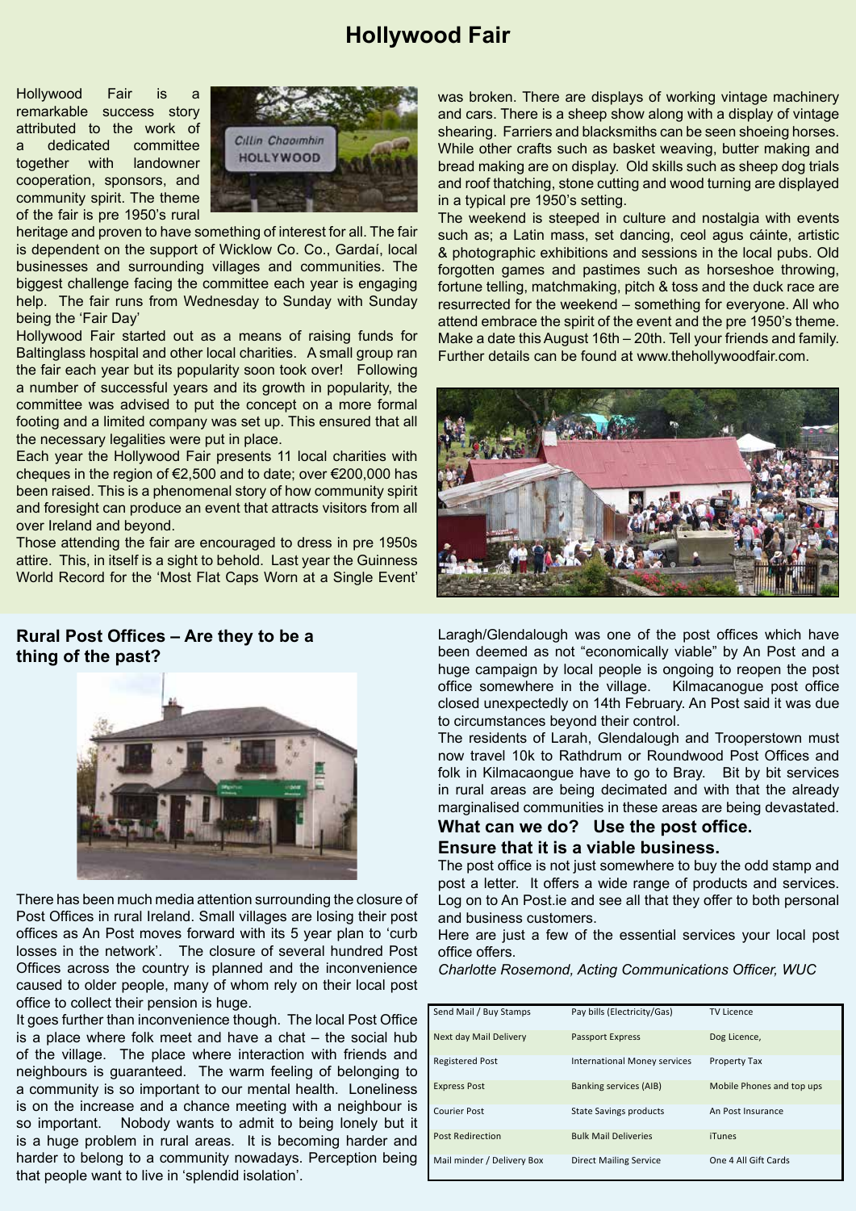# Hollywood Fair

Hollywood Fair is a remarkable success story attributed to the work of a dedicated committee together with landowner cooperation, sponsors, and community spirit. The theme of the fair is pre 1950's rural heritage and proven to have something of interest for all. The fair is dependent on the support of Wicklow Co. Co., Gardaí, local businesses and surrounding villages and communities. The biggest challenge facing the committee each year is engaging help. The fair runs from Wednesday to Sunday with Sunday being the 'Fair Day'

Hollywood Fair started out as a means of raising funds for Baltinglass hospital and other local charities. A small group ran the fair each year but its popularity soon took over! Following a number of successful years and its growth in popularity, the committee was advised to put the concept on a more formal footing and a limited company was set up. This ensured that all the necessary legalities were put in place.

Each year the Hollywood Fair presents 11 local charities with cheques in the region of €2,500 and to date; over €200,000 has been raised. This is a phenomenal story of how community spirit and foresight can produce an event that attracts visitors from all over Ireland and beyond.

Those attending the fair are encouraged to dress in pre 1950s attire. This, in itself is a sight to behold. Last year the Guinness World Record for the 'Most Flat Caps Worn at a Single Event' was broken. There are displays of working vintage machinery and cars. There is a sheep show along with a display of vintage shearing. Farriers and blacksmiths can be seen shoeing horses. While other crafts such as basket weaving, butter making and bread making are on display. Old skills such as sheep dog trials and roof thatching, stone cutting and wood turning are displayed in a typical pre 1950's setting.

The weekend is steeped in culture and nostalgia with events such as; a Latin mass, set dancing, ceol agus cáinte, artistic & photographic exhibitions and sessions in the local pubs. Old forgotten games and pastimes such as horseshoe throwing, fortune telling, matchmaking, pitch & toss and the duck race are resurrected for the weekend – something for everyone. All who attend embrace the spirit of the event and the pre 1950's theme. Make a date this August 16th – 20th. Tell your friends and family. Further details can be found at www.thehollywoodfair.com.

## Rural Post Offices – Are they to be a thing of the past?

There has been much media attention surrounding the closure of Post Offices in rural Ireland. Small villages are losing their post offices as An Post moves forward with its 5 year plan to 'curb losses in the network'. The closure of several hundred Post Offices across the country is planned and the inconvenience caused to older people, many of whom rely on their local post office to collect their pension is huge.

It goes further than inconvenience though. The local Post Office is a place where folk meet and have a chat – the social hub of the village. The place where interaction with friends and neighbours is guaranteed. The warm feeling of belonging to a community is so important to our mental health. Loneliness is on the increase and a chance meeting with a neighbour is so important. Nobody wants to admit to being lonely but it is a huge problem in rural areas. It is becoming harder and harder to belong to a community nowadays. Perception being that people want to live in 'splendid isolation'.

Laragh/Glendalough was one of the post offices which have been deemed as not "economically viable" by An Post and a huge campaign by local people is ongoing to reopen the post office somewhere in the village. Kilmacanogue post office closed unexpectedly on 14th February. An Post said it was due to circumstances beyond their control.

The residents of Larah, Glendalough and Trooperstown must now travel 10k to Rathdrum or Roundwood Post Offices and folk in Kilmacaongue have to go to Bray. Bit by bit services in rural areas are being decimated and with that the already marginalised communities in these areas are being devastated.

### What can we do? Use the post office. Ensure that it is a viable business.

The post office is not just somewhere to buy the odd stamp and post a letter. It offers a wide range of products and services. Log on to An Post.ie and see all that they offer to both personal and business customers.

Here are just a few of the essential services your local post office offers.

*Charlotte Rosemond, Acting Communications Officer, WUC*

| | | |
|---|---|---|
| Send Mail / Buy Stamps | Pay bills (Electricity/Gas) | TV Licence |
| Next day Mail Delivery | Passport Express | Dog Licence, |
| Registered Post | International Money services | Property Tax |
| Express Post | Banking services (AIB) | Mobile Phones and top ups |
| Courier Post | State Savings products | An Post Insurance |
| Post Redirection | Bulk Mail Deliveries | iTunes |
| Mail minder / Delivery Box | Direct Mailing Service | One 4 All Gift Cards |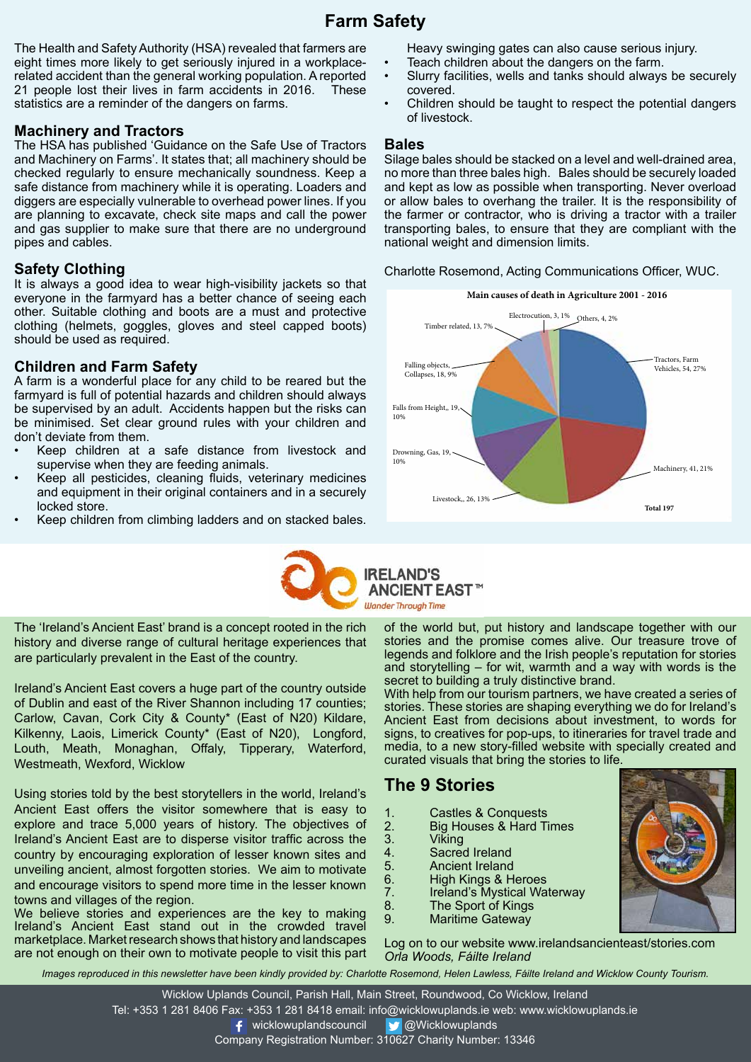# Farm Safety

The Health and Safety Authority (HSA) revealed that farmers are eight times more likely to get seriously injured in a workplace-related accident than the general working population. A reported 21 people lost their lives in farm accidents in 2016. These statistics are a reminder of the dangers on farms.

## Machinery and Tractors

The HSA has published 'Guidance on the Safe Use of Tractors and Machinery on Farms'. It states that; all machinery should be checked regularly to ensure mechanically soundness. Keep a safe distance from machinery while it is operating. Loaders and diggers are especially vulnerable to overhead power lines. If you are planning to excavate, check site maps and call the power and gas supplier to make sure that there are no underground pipes and cables.

## Safety Clothing

It is always a good idea to wear high-visibility jackets so that everyone in the farmyard has a better chance of seeing each other. Suitable clothing and boots are a must and protective clothing (helmets, goggles, gloves and steel capped boots) should be used as required.

## Children and Farm Safety

A farm is a wonderful place for any child to be reared but the farmyard is full of potential hazards and children should always be supervised by an adult. Accidents happen but the risks can be minimised. Set clear ground rules with your children and don't deviate from them.

- Keep children at a safe distance from livestock and supervise when they are feeding animals.
- Keep all pesticides, cleaning fluids, veterinary medicines and equipment in their original containers and in a securely locked store.
- Keep children from climbing ladders and on stacked bales. Heavy swinging gates can also cause serious injury.
- Teach children about the dangers on the farm.
- Slurry facilities, wells and tanks should always be securely covered.
- Children should be taught to respect the potential dangers of livestock.

## Bales

Silage bales should be stacked on a level and well-drained area, no more than three bales high. Bales should be securely loaded and kept as low as possible when transporting. Never overload or allow bales to overhang the trailer. It is the responsibility of the farmer or contractor, who is driving a tractor with a trailer transporting bales, to ensure that they are compliant with the national weight and dimension limits.

Charlotte Rosemond, Acting Communications Officer, WUC.

**Main causes of death in Agriculture 2001 - 2016**

Tractors, Farm Vehicles, 54, 27%
Machinery, 41, 21%
Livestock,, 26, 13%
Drowning, Gas, 19, 10%
Falls from Height,, 19, 10%
Falling objects, Collapses, 18, 9%
Timber related, 13, 7%
Electrocution, 3, 1%
Others, 4, 2%
Total 197

IRELAND'S ANCIENT EAST™
Wander Through Time

The 'Ireland's Ancient East' brand is a concept rooted in the rich history and diverse range of cultural heritage experiences that are particularly prevalent in the East of the country.

Ireland's Ancient East covers a huge part of the country outside of Dublin and east of the River Shannon including 17 counties; Carlow, Cavan, Cork City & County* (East of N20) Kildare, Kilkenny, Laois, Limerick County* (East of N20), Longford, Louth, Meath, Monaghan, Offaly, Tipperary, Waterford, Westmeath, Wexford, Wicklow

Using stories told by the best storytellers in the world, Ireland's Ancient East offers the visitor somewhere that is easy to explore and trace 5,000 years of history. The objectives of Ireland's Ancient East are to disperse visitor traffic across the country by encouraging exploration of lesser known sites and unveiling ancient, almost forgotten stories. We aim to motivate and encourage visitors to spend more time in the lesser known towns and villages of the region.

We believe stories and experiences are the key to making Ireland's Ancient East stand out in the crowded travel marketplace. Market research shows that history and landscapes are not enough on their own to motivate people to visit this part of the world but, put history and landscape together with our stories and the promise comes alive. Our treasure trove of legends and folklore and the Irish people's reputation for stories and storytelling – for wit, warmth and a way with words is the secret to building a truly distinctive brand.

With help from our tourism partners, we have created a series of stories. These stories are shaping everything we do for Ireland's Ancient East from decisions about investment, to words for signs, to creatives for pop-ups, to itineraries for travel trade and media, to a new story-filled website with specially created and curated visuals that bring the stories to life.

## The 9 Stories

1. Castles & Conquests
2. Big Houses & Hard Times
3. Viking
4. Sacred Ireland
5. Ancient Ireland
6. High Kings & Heroes
7. Ireland's Mystical Waterway
8. The Sport of Kings
9. Maritime Gateway

Log on to our website www.irelandsancienteast/stories.com
*Orla Woods, Fáilte Ireland*

*Images reproduced in this newsletter have been kindly provided by: Charlotte Rosemond, Helen Lawless, Fáilte Ireland and Wicklow County Tourism.*

Wicklow Uplands Council, Parish Hall, Main Street, Roundwood, Co Wicklow, Ireland
Tel: +353 1 281 8406 Fax: +353 1 281 8418 email: info@wicklowuplands.ie web: www.wicklowuplands.ie
wicklowuplandscouncil @Wicklowuplands
Company Registration Number: 310627 Charity Number: 13346